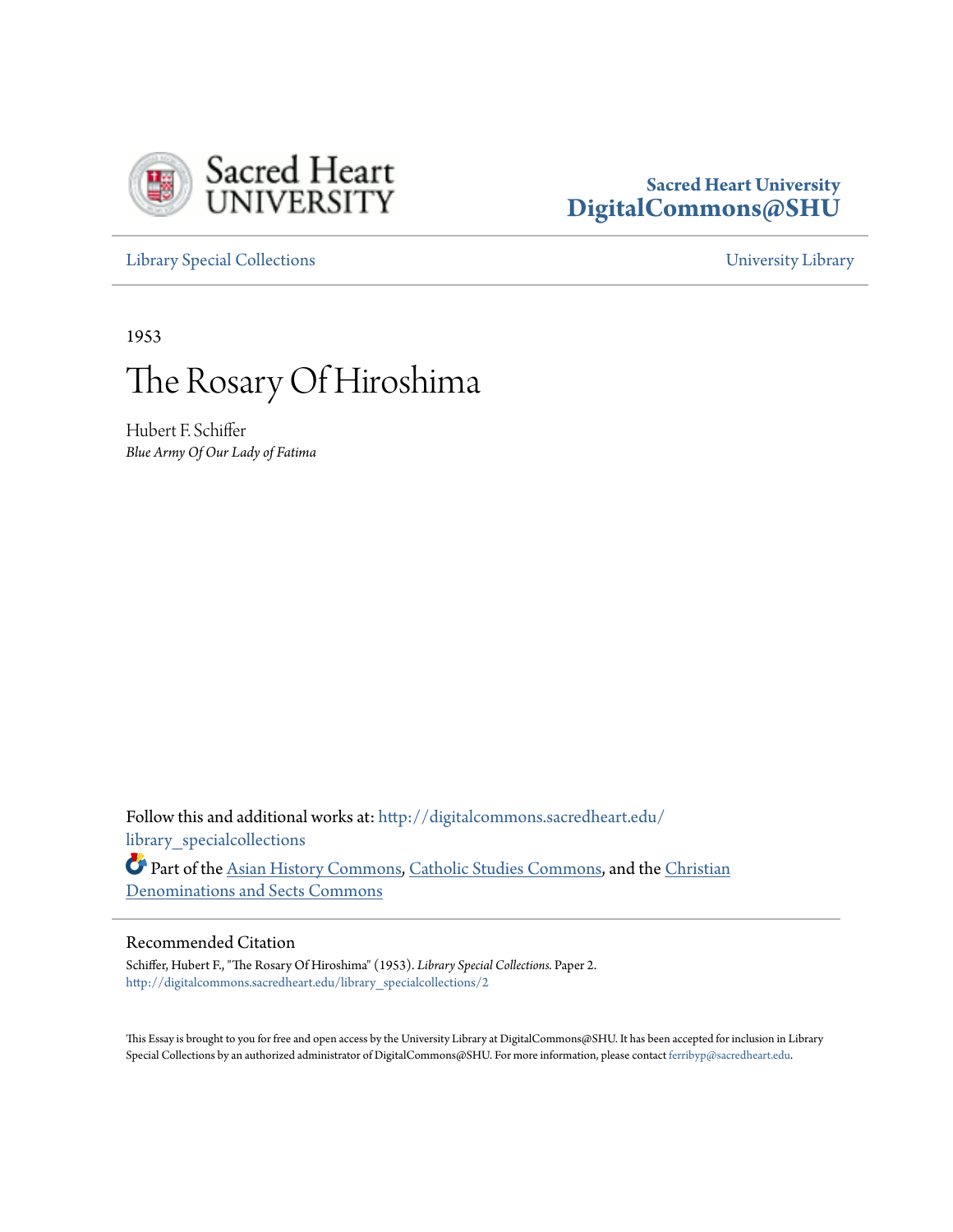Sacred Heart University

Sacred Heart University
DigitalCommons@SHU

Library Special Collections | University Library

1953

# The Rosary Of Hiroshima

Hubert F. Schiffer
*Blue Army Of Our Lady of Fatima*

Follow this and additional works at: http://digitalcommons.sacredheart.edu/library_specialcollections

Part of the Asian History Commons, Catholic Studies Commons, and the Christian Denominations and Sects Commons

## Recommended Citation

Schiffer, Hubert F., "The Rosary Of Hiroshima" (1953). *Library Special Collections*. Paper 2.
http://digitalcommons.sacredheart.edu/library_specialcollections/2

This Essay is brought to you for free and open access by the University Library at DigitalCommons@SHU. It has been accepted for inclusion in Library Special Collections by an authorized administrator of DigitalCommons@SHU. For more information, please contact ferribyp@sacredheart.edu.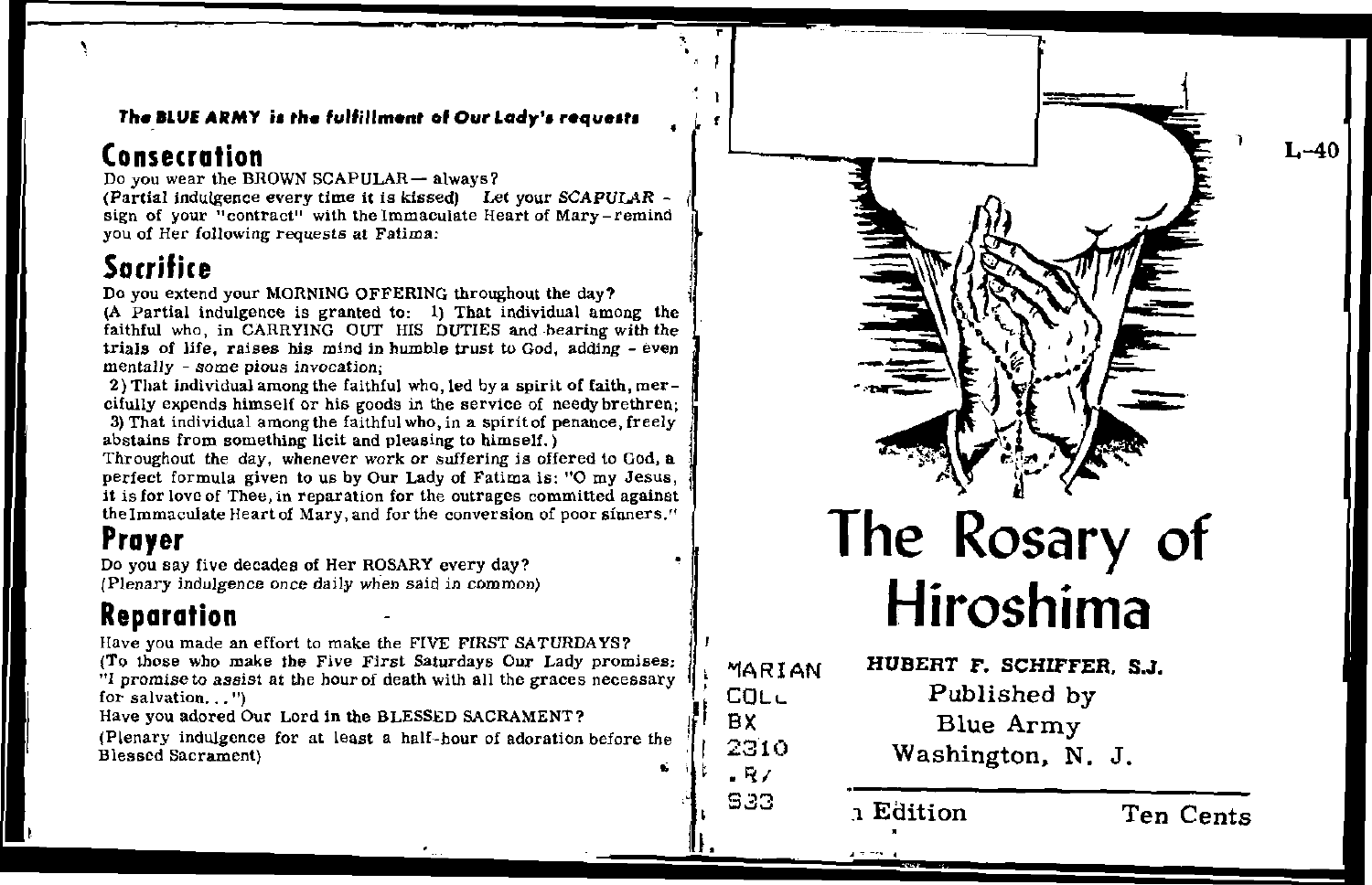*The BLUE ARMY is the fulfillment of Our Lady's requests*

## Consecration

Do you wear the BROWN SCAPULAR— always?
(Partial indulgence every time it is kissed) *Let your SCAPULAR* - sign of your "contract" with the Immaculate Heart of Mary - remind you of Her following requests at Fatima:

## Sacrifice

Do you extend your MORNING OFFERING throughout the day?
(A Partial indulgence is granted to: 1) That individual among the faithful who, in CARRYING OUT HIS DUTIES and bearing with the trials of life, raises his mind in humble trust to God, adding - even *mentally* - *some pious invocation*;
2) That individual among the faithful who, led by a spirit of faith, mercifully expends himself or his goods in the service of needy brethren;
3) That individual among the faithful who, in a spirit of penance, freely abstains from something licit and pleasing to himself.)
Throughout the day, whenever work or suffering is offered to God, a perfect formula given to us by Our Lady of Fatima is: "O my Jesus, it is for love of Thee, in reparation for the outrages committed against the Immaculate Heart of Mary, and for the conversion of poor sinners."

## Prayer

Do you say five decades of Her ROSARY every day?
(Plenary indulgence once daily *when* said *in common*)

## Reparation

Have you made an effort to make the FIVE FIRST SATURDAYS?
(To those who make the Five First Saturdays Our Lady promises: "*I promise to assist* at the hour of death with all the graces necessary for salvation...")
Have you adored Our Lord in the BLESSED SACRAMENT?
(Plenary indulgence for at least a half-hour of adoration before the Blessed Sacrament)

L-40

# The Rosary of Hiroshima

MARIAN
COLL
BX
2310
.R/
S33

**HUBERT F. SCHIFFER, S.J.**

Published by
Blue Army
Washington, N. J.

...n Edition    Ten Cents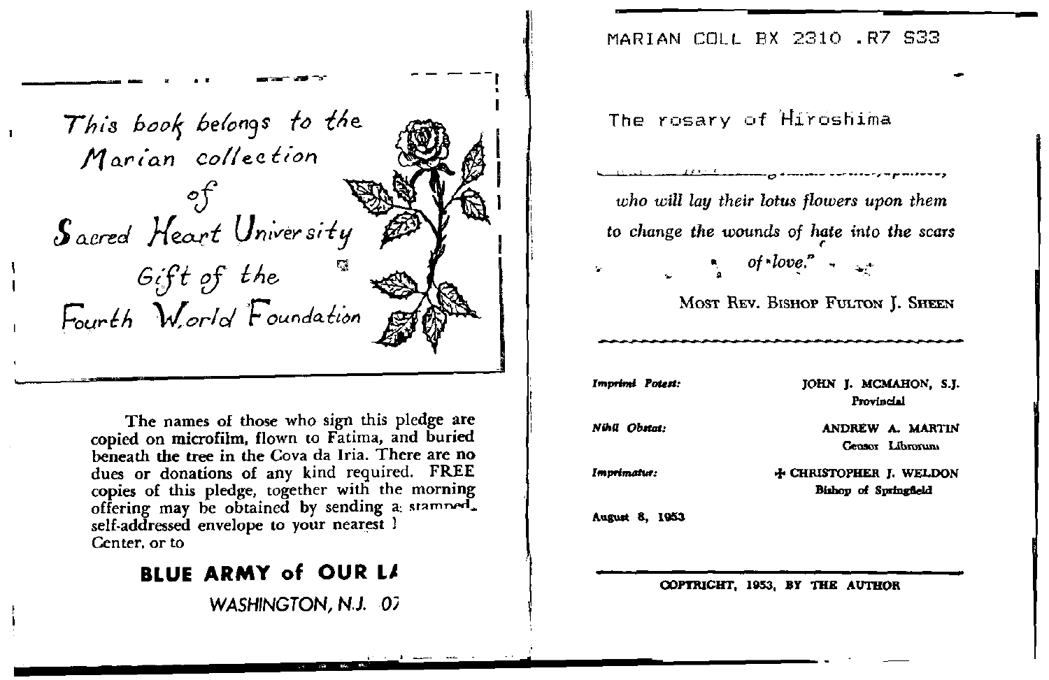This book belongs to the Marian collection of Sacred Heart University Gift of the Fourth World Foundation

The names of those who sign this pledge are copied on microfilm, flown to Fatima, and buried beneath the tree in the Cova da Iria. There are no dues or donations of any kind required. FREE copies of this pledge, together with the morning offering may be obtained by sending a stamped self-addressed envelope to your nearest
Center, or to

**BLUE ARMY of OUR L**

WASHINGTON, N.J. 07

MARIAN COLL BX 2310 .R7 S33

The rosary of Hiroshima

*who will lay their lotus flowers upon them to change the wounds of hate into the scars of love."*

MOST REV. BISHOP FULTON J. SHEEN

| | |
|---|---|
| *Imprimi Potest:* | JOHN J. MCMAHON, S.J. Provincial |
| *Nihil Obstat:* | ANDREW A. MARTIN Censor Librorum |
| *Imprimatur:* | ✠ CHRISTOPHER J. WELDON Bishop of Springfield |

August 8, 1953

COPYRIGHT, 1953, BY THE AUTHOR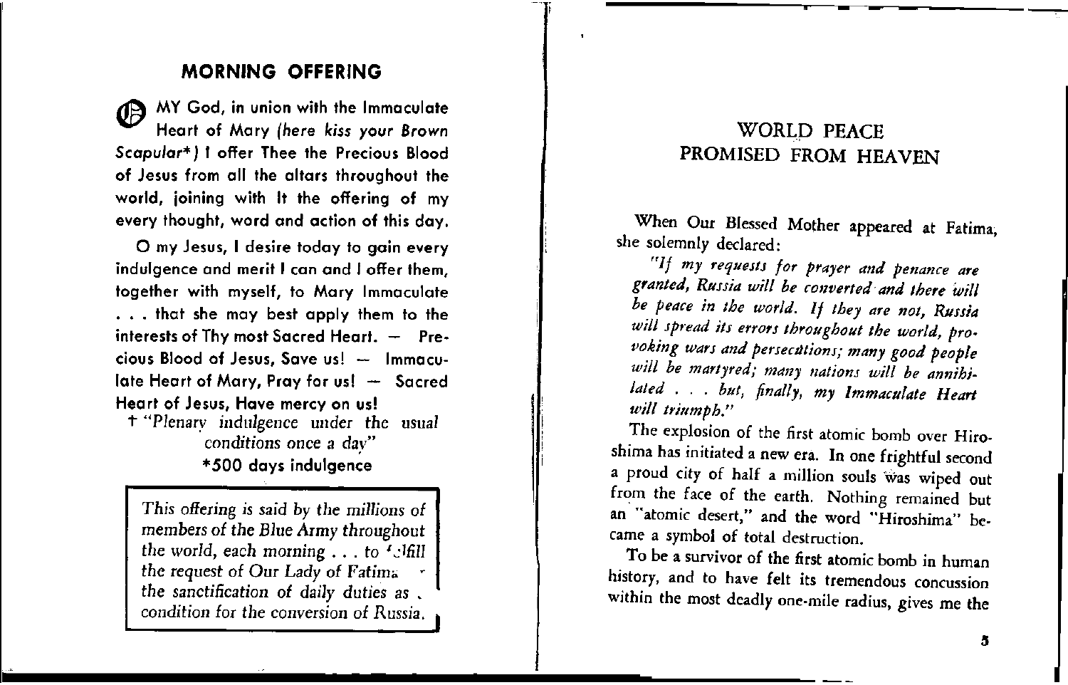## MORNING OFFERING

O MY God, in union with the Immaculate Heart of Mary (*here kiss your Brown Scapular**) I offer Thee the Precious Blood of Jesus from all the altars throughout the world, joining with It the offering of my every thought, word and action of this day.

O my Jesus, I desire today to gain every indulgence and merit I can and I offer them, together with myself, to Mary Immaculate . . . that she may best apply them to the interests of Thy most Sacred Heart. — Precious Blood of Jesus, Save us! — Immaculate Heart of Mary, Pray for us! — Sacred Heart of Jesus, Have mercy on us!

† "Plenary indulgence under the usual conditions once a day"

*500 days indulgence

> *This offering is said by the millions of members of the Blue Army throughout the world, each morning . . . to fulfill the request of Our Lady of Fatima — the sanctification of daily duties as a condition for the conversion of Russia.*

## WORLD PEACE PROMISED FROM HEAVEN

When Our Blessed Mother appeared at Fatima, she solemnly declared:

*"If my requests for prayer and penance are granted, Russia will be converted and there will be peace in the world. If they are not, Russia will spread its errors throughout the world, provoking wars and persecutions; many good people will be martyred; many nations will be annihilated . . . but, finally, my Immaculate Heart will triumph."*

The explosion of the first atomic bomb over Hiroshima has initiated a new era. In one frightful second a proud city of half a million souls was wiped out from the face of the earth. Nothing remained but an "atomic desert," and the word "Hiroshima" became a symbol of total destruction.

To be a survivor of the first atomic bomb in human history, and to have felt its tremendous concussion within the most deadly one-mile radius, gives me the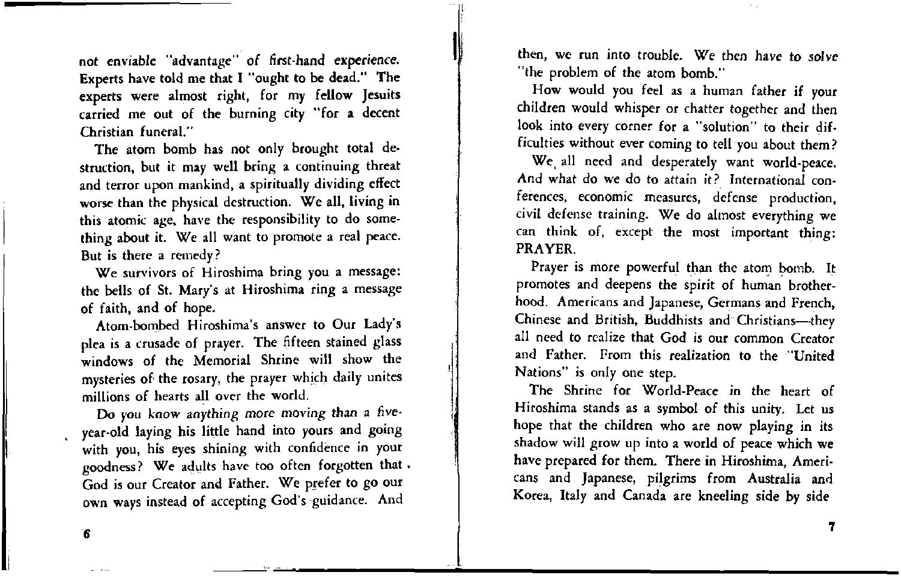not enviable "advantage" of first-hand experience. Experts have told me that I "ought to be dead." The experts were almost right, for my fellow Jesuits carried me out of the burning city "for a decent Christian funeral."

The atom bomb has not only brought total destruction, but it may well bring a continuing threat and terror upon mankind, a spiritually dividing effect worse than the physical destruction. We all, living in this atomic age, have the responsibility to do something about it. We all want to promote a real peace. But is there a remedy?

We survivors of Hiroshima bring you a message: the bells of St. Mary's at Hiroshima ring a message of faith, and of hope.

Atom-bombed Hiroshima's answer to Our Lady's plea is a crusade of prayer. The fifteen stained glass windows of the Memorial Shrine will show the mysteries of the rosary, the prayer which daily unites millions of hearts all over the world.

Do you know anything more moving than a five-year-old laying his little hand into yours and going with you, his eyes shining with confidence in your goodness? We adults have too often forgotten that God is our Creator and Father. We prefer to go our own ways instead of accepting God's guidance. And then, we run into trouble. We then have to solve "the problem of the atom bomb."

How would you feel as a human father if your children would whisper or chatter together and then look into every corner for a "solution" to their difficulties without ever coming to tell you about them?

We all need and desperately want world-peace. And what do we do to attain it? International conferences, economic measures, defense production, civil defense training. We do almost everything we can think of, except the most important thing: PRAYER.

Prayer is more powerful than the atom bomb. It promotes and deepens the spirit of human brotherhood. Americans and Japanese, Germans and French, Chinese and British, Buddhists and Christians—they all need to realize that God is our common Creator and Father. From this realization to the "United Nations" is only one step.

The Shrine for World-Peace in the heart of Hiroshima stands as a symbol of this unity. Let us hope that the children who are now playing in its shadow will grow up into a world of peace which we have prepared for them. There in Hiroshima, Americans and Japanese, pilgrims from Australia and Korea, Italy and Canada are kneeling side by side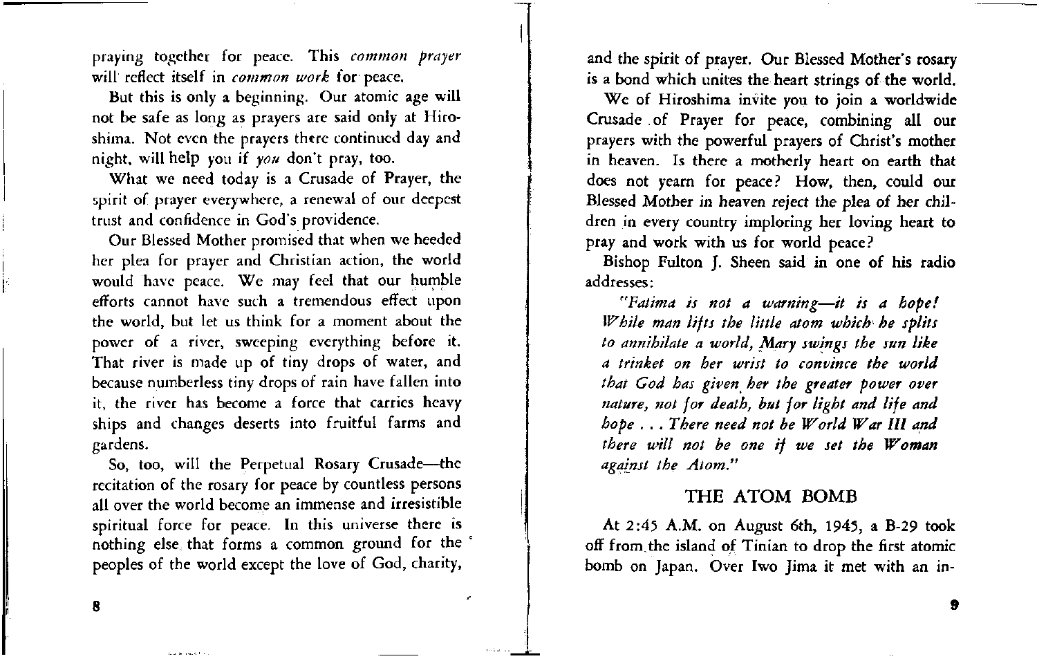praying together for peace. This *common prayer* will reflect itself in *common work* for peace.

But this is only a beginning. Our atomic age will not be safe as long as prayers are said only at Hiroshima. Not even the prayers there continued day and night, will help you if *you* don't pray, too.

What we need today is a Crusade of Prayer, the spirit of prayer everywhere, a renewal of our deepest trust and confidence in God's providence.

Our Blessed Mother promised that when we heeded her plea for prayer and Christian action, the world would have peace. We may feel that our humble efforts cannot have such a tremendous effect upon the world, but let us think for a moment about the power of a river, sweeping everything before it. That river is made up of tiny drops of water, and because numberless tiny drops of rain have fallen into it, the river has become a force that carries heavy ships and changes deserts into fruitful farms and gardens.

So, too, will the Perpetual Rosary Crusade—the recitation of the rosary for peace by countless persons all over the world become an immense and irresistible spiritual force for peace. In this universe there is nothing else that forms a common ground for the peoples of the world except the love of God, charity, and the spirit of prayer. Our Blessed Mother's rosary is a bond which unites the heart strings of the world.

We of Hiroshima invite you to join a worldwide Crusade of Prayer for peace, combining all our prayers with the powerful prayers of Christ's mother in heaven. Is there a motherly heart on earth that does not yearn for peace? How, then, could our Blessed Mother in heaven reject the plea of her children in every country imploring her loving heart to pray and work with us for world peace?

Bishop Fulton J. Sheen said in one of his radio addresses:

> *"Fatima is not a warning—it is a hope! While man lifts the little atom which he splits to annihilate a world, Mary swings the sun like a trinket on her wrist to convince the world that God has given her the greater power over nature, not for death, but for light and life and hope . . . There need not be World War III and there will not be one if we set the Woman against the Atom."*

## THE ATOM BOMB

At 2:45 A.M. on August 6th, 1945, a B-29 took off from the island of Tinian to drop the first atomic bomb on Japan. Over Iwo Jima it met with an in-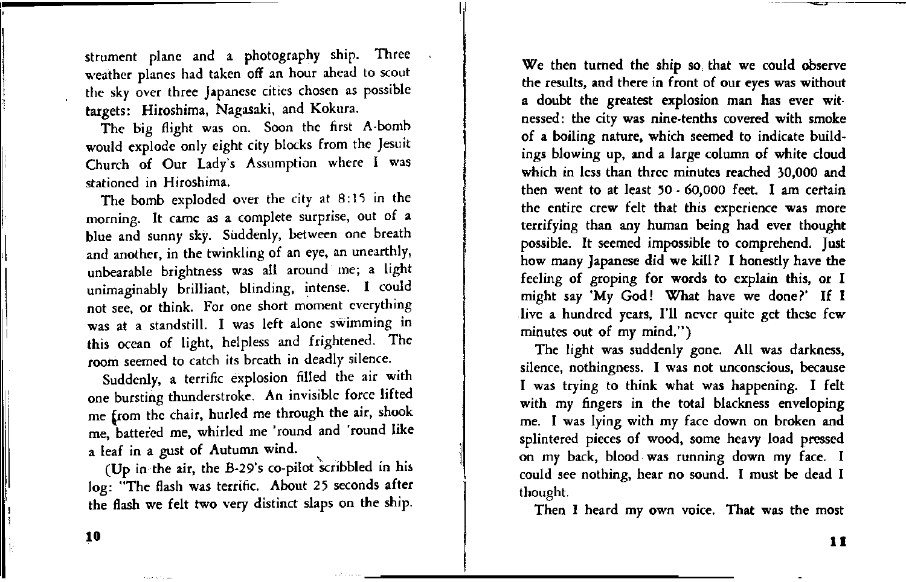strument plane and a photography ship. Three weather planes had taken off an hour ahead to scout the sky over three Japanese cities chosen as possible targets: Hiroshima, Nagasaki, and Kokura.

The big flight was on. Soon the first A-bomb would explode only eight city blocks from the Jesuit Church of Our Lady's Assumption where I was stationed in Hiroshima.

The bomb exploded over the city at 8:15 in the morning. It came as a complete surprise, out of a blue and sunny sky. Suddenly, between one breath and another, in the twinkling of an eye, an unearthly, unbearable brightness was all around me; a light unimaginably brilliant, blinding, intense. I could not see, or think. For one short moment everything was at a standstill. I was left alone swimming in this ocean of light, helpless and frightened. The room seemed to catch its breath in deadly silence.

Suddenly, a terrific explosion filled the air with one bursting thunderstroke. An invisible force lifted me from the chair, hurled me through the air, shook me, battered me, whirled me 'round and 'round like a leaf in a gust of Autumn wind.

(Up in the air, the B-29's co-pilot scribbled in his log: "The flash was terrific. About 25 seconds after the flash we felt two very distinct slaps on the ship. We then turned the ship so that we could observe the results, and there in front of our eyes was without a doubt the greatest explosion man has ever witnessed: the city was nine-tenths covered with smoke of a boiling nature, which seemed to indicate buildings blowing up, and a large column of white cloud which in less than three minutes reached 30,000 and then went to at least 50 - 60,000 feet. I am certain the entire crew felt that this experience was more terrifying than any human being had ever thought possible. It seemed impossible to comprehend. Just how many Japanese did we kill? I honestly have the feeling of groping for words to explain this, or I might say 'My God! What have we done?' If I live a hundred years, I'll never quite get these few minutes out of my mind.")

The light was suddenly gone. All was darkness, silence, nothingness. I was not unconscious, because I was trying to think what was happening. I felt with my fingers in the total blackness enveloping me. I was lying with my face down on broken and splintered pieces of wood, some heavy load pressed on my back, blood was running down my face. I could see nothing, hear no sound. I must be dead I thought.

Then I heard my own voice. That was the most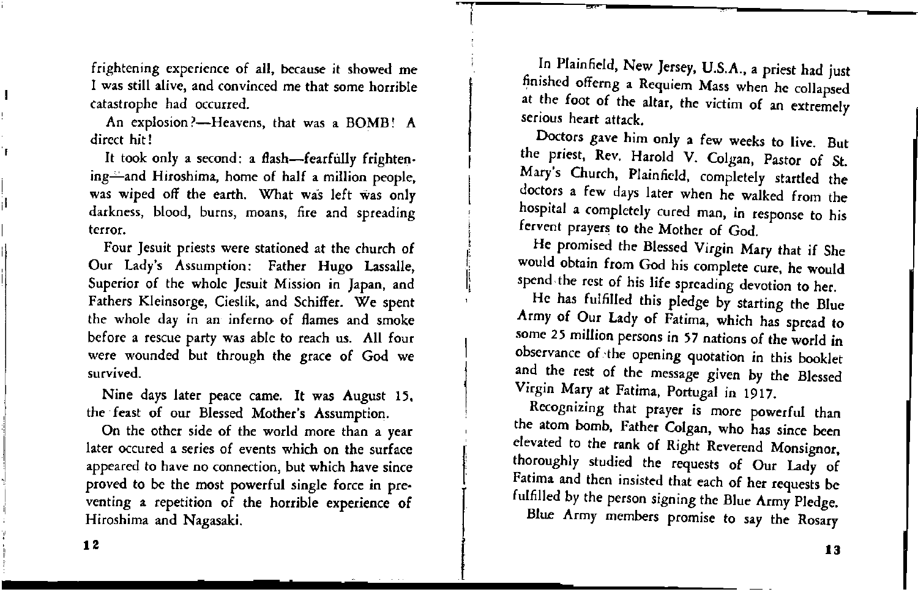frightening experience of all, because it showed me I was still alive, and convinced me that some horrible catastrophe had occurred.

An explosion?—Heavens, that was a BOMB! A direct hit!

It took only a second: a flash—fearfully frightening—and Hiroshima, home of half a million people, was wiped off the earth. What was left was only darkness, blood, burns, moans, fire and spreading terror.

Four Jesuit priests were stationed at the church of Our Lady's Assumption: Father Hugo Lassalle, Superior of the whole Jesuit Mission in Japan, and Fathers Kleinsorge, Cieslik, and Schiffer. We spent the whole day in an inferno of flames and smoke before a rescue party was able to reach us. All four were wounded but through the grace of God we survived.

Nine days later peace came. It was August 15, the feast of our Blessed Mother's Assumption.

On the other side of the world more than a year later occured a series of events which on the surface appeared to have no connection, but which have since proved to be the most powerful single force in preventing a repetition of the horrible experience of Hiroshima and Nagasaki.

In Plainfield, New Jersey, U.S.A., a priest had just finished offerng a Requiem Mass when he collapsed at the foot of the altar, the victim of an extremely serious heart attack.

Doctors gave him only a few weeks to live. But the priest, Rev. Harold V. Colgan, Pastor of St. Mary's Church, Plainfield, completely startled the doctors a few days later when he walked from the hospital a completely cured man, in response to his fervent prayers to the Mother of God.

He promised the Blessed Virgin Mary that if She would obtain from God his complete cure, he would spend the rest of his life spreading devotion to her.

He has fulfilled this pledge by starting the Blue Army of Our Lady of Fatima, which has spread to some 25 million persons in 57 nations of the world in observance of the opening quotation in this booklet and the rest of the message given by the Blessed Virgin Mary at Fatima, Portugal in 1917.

Recognizing that prayer is more powerful than the atom bomb, Father Colgan, who has since been elevated to the rank of Right Reverend Monsignor, thoroughly studied the requests of Our Lady of Fatima and then insisted that each of her requests be fulfilled by the person signing the Blue Army Pledge.

Blue Army members promise to say the Rosary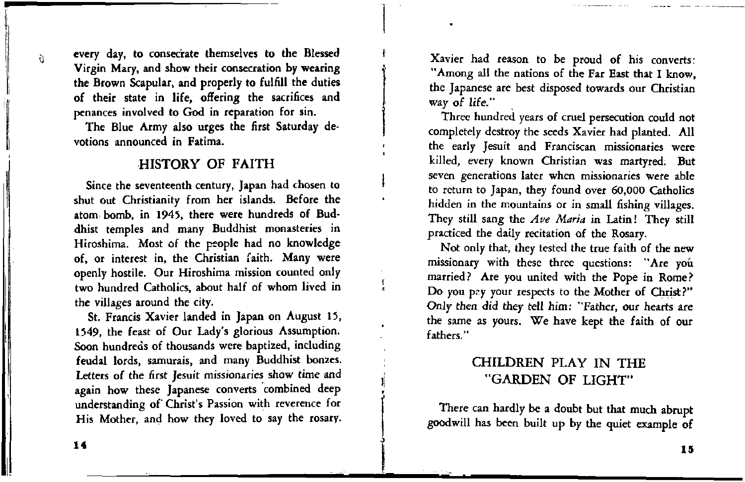every day, to consecrate themselves to the Blessed Virgin Mary, and show their consecration by wearing the Brown Scapular, and properly to fulfill the duties of their state in life, offering the sacrifices and penances involved to God in reparation for sin.

The Blue Army also urges the first Saturday devotions announced in Fatima.

## HISTORY OF FAITH

Since the seventeenth century, Japan had chosen to shut out Christianity from her islands. Before the atom bomb, in 1945, there were hundreds of Buddhist temples and many Buddhist monasteries in Hiroshima. Most of the people had no knowledge of, or interest in, the Christian faith. Many were openly hostile. Our Hiroshima mission counted only two hundred Catholics, about half of whom lived in the villages around the city.

St. Francis Xavier landed in Japan on August 15, 1549, the feast of Our Lady's glorious Assumption. Soon hundreds of thousands were baptized, including feudal lords, samurais, and many Buddhist bonzes. Letters of the first Jesuit missionaries show time and again how these Japanese converts combined deep understanding of Christ's Passion with reverence for His Mother, and how they loved to say the rosary.

Xavier had reason to be proud of his converts: "Among all the nations of the Far East that I know, the Japanese are best disposed towards our Christian way of life."

Three hundred years of cruel persecution could not completely destroy the seeds Xavier had planted. All the early Jesuit and Franciscan missionaries were killed, every known Christian was martyred. But seven generations later when missionaries were able to return to Japan, they found over 60,000 Catholics hidden in the mountains or in small fishing villages. They still sang the *Ave Maria* in Latin! They still practiced the daily recitation of the Rosary.

Not only that, they tested the true faith of the new missionary with these three questions: "Are you married? Are you united with the Pope in Rome? Do you pay your respects to the Mother of Christ?" Only then did they tell him: "Father, our hearts are the same as yours. We have kept the faith of our fathers."

## CHILDREN PLAY IN THE "GARDEN OF LIGHT"

There can hardly be a doubt but that much abrupt goodwill has been built up by the quiet example of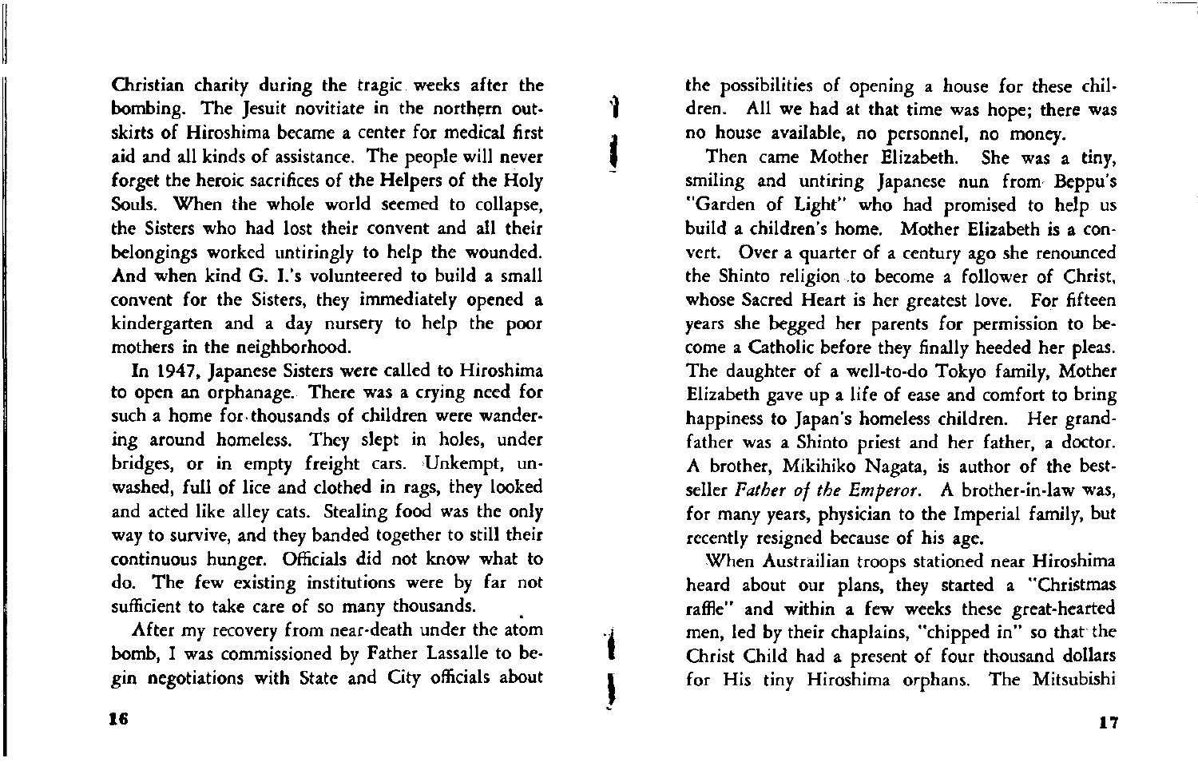Christian charity during the tragic weeks after the bombing. The Jesuit novitiate in the northern outskirts of Hiroshima became a center for medical first aid and all kinds of assistance. The people will never forget the heroic sacrifices of the Helpers of the Holy Souls. When the whole world seemed to collapse, the Sisters who had lost their convent and all their belongings worked untiringly to help the wounded. And when kind G. I.'s volunteered to build a small convent for the Sisters, they immediately opened a kindergarten and a day nursery to help the poor mothers in the neighborhood.

In 1947, Japanese Sisters were called to Hiroshima to open an orphanage. There was a crying need for such a home for thousands of children were wandering around homeless. They slept in holes, under bridges, or in empty freight cars. Unkempt, unwashed, full of lice and clothed in rags, they looked and acted like alley cats. Stealing food was the only way to survive, and they banded together to still their continuous hunger. Officials did not know what to do. The few existing institutions were by far not sufficient to take care of so many thousands.

After my recovery from near-death under the atom bomb, I was commissioned by Father Lassalle to begin negotiations with State and City officials about the possibilities of opening a house for these children. All we had at that time was hope; there was no house available, no personnel, no money.

Then came Mother Elizabeth. She was a tiny, smiling and untiring Japanese nun from Beppu's "Garden of Light" who had promised to help us build a children's home. Mother Elizabeth is a convert. Over a quarter of a century ago she renounced the Shinto religion to become a follower of Christ, whose Sacred Heart is her greatest love. For fifteen years she begged her parents for permission to become a Catholic before they finally heeded her pleas. The daughter of a well-to-do Tokyo family, Mother Elizabeth gave up a life of ease and comfort to bring happiness to Japan's homeless children. Her grandfather was a Shinto priest and her father, a doctor. A brother, Mikihiko Nagata, is author of the best-seller *Father of the Emperor*. A brother-in-law was, for many years, physician to the Imperial family, but recently resigned because of his age.

When Austrailian troops stationed near Hiroshima heard about our plans, they started a "Christmas raffle" and within a few weeks these great-hearted men, led by their chaplains, "chipped in" so that the Christ Child had a present of four thousand dollars for His tiny Hiroshima orphans. The Mitsubishi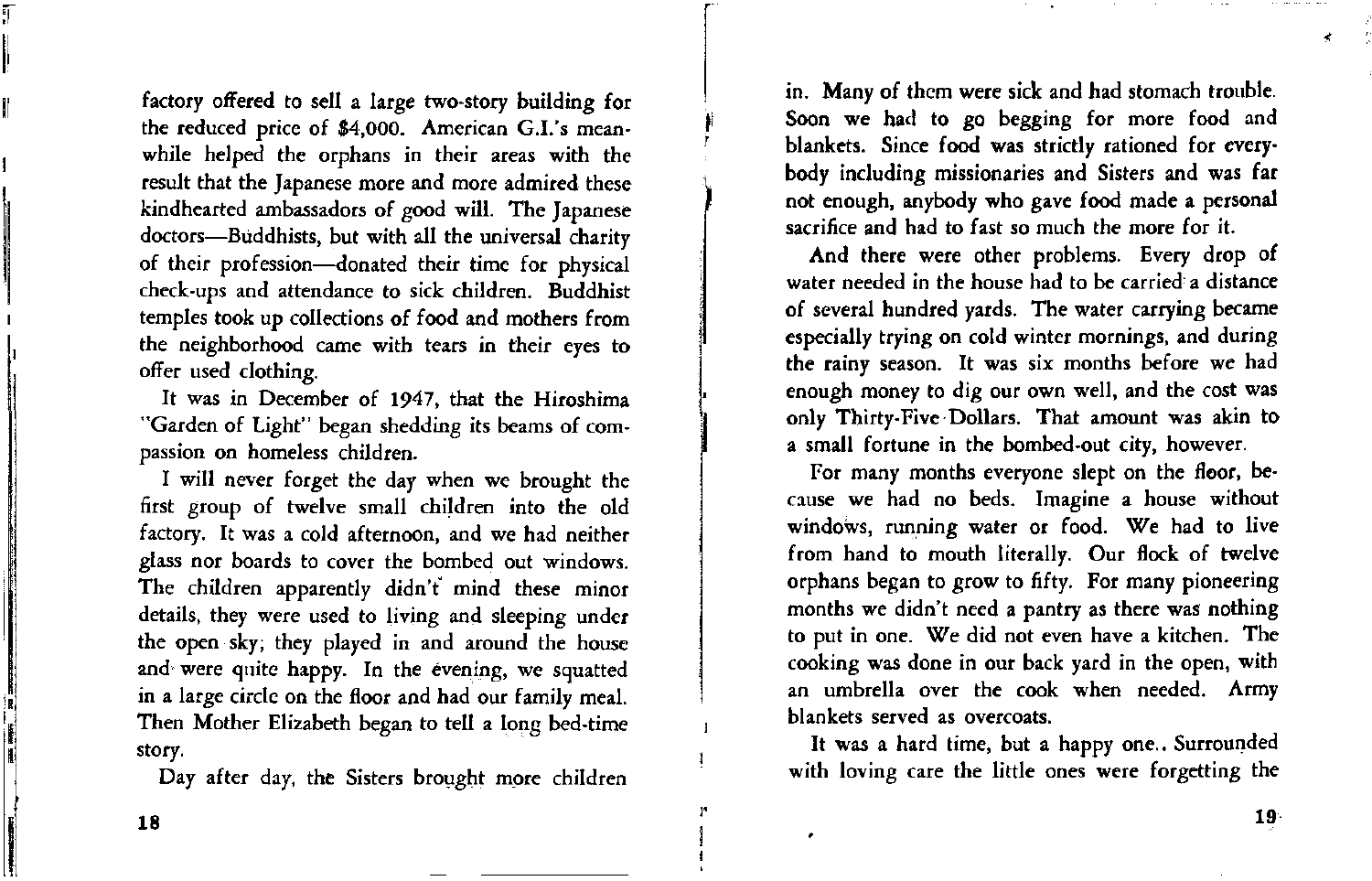factory offered to sell a large two-story building for the reduced price of $4,000. American G.I.'s meanwhile helped the orphans in their areas with the result that the Japanese more and more admired these kindhearted ambassadors of good will. The Japanese doctors—Buddhists, but with all the universal charity of their profession—donated their time for physical check-ups and attendance to sick children. Buddhist temples took up collections of food and mothers from the neighborhood came with tears in their eyes to offer used clothing.

It was in December of 1947, that the Hiroshima "Garden of Light" began shedding its beams of compassion on homeless children.

I will never forget the day when we brought the first group of twelve small children into the old factory. It was a cold afternoon, and we had neither glass nor boards to cover the bombed out windows. The children apparently didn't mind these minor details, they were used to living and sleeping under the open sky; they played in and around the house and were quite happy. In the evening, we squatted in a large circle on the floor and had our family meal. Then Mother Elizabeth began to tell a long bed-time story.

Day after day, the Sisters brought more children in. Many of them were sick and had stomach trouble. Soon we had to go begging for more food and blankets. Since food was strictly rationed for everybody including missionaries and Sisters and was far not enough, anybody who gave food made a personal sacrifice and had to fast so much the more for it.

And there were other problems. Every drop of water needed in the house had to be carried a distance of several hundred yards. The water carrying became especially trying on cold winter mornings, and during the rainy season. It was six months before we had enough money to dig our own well, and the cost was only Thirty-Five Dollars. That amount was akin to a small fortune in the bombed-out city, however.

For many months everyone slept on the floor, because we had no beds. Imagine a house without windows, running water or food. We had to live from hand to mouth literally. Our flock of twelve orphans began to grow to fifty. For many pioneering months we didn't need a pantry as there was nothing to put in one. We did not even have a kitchen. The cooking was done in our back yard in the open, with an umbrella over the cook when needed. Army blankets served as overcoats.

It was a hard time, but a happy one.. Surrounded with loving care the little ones were forgetting the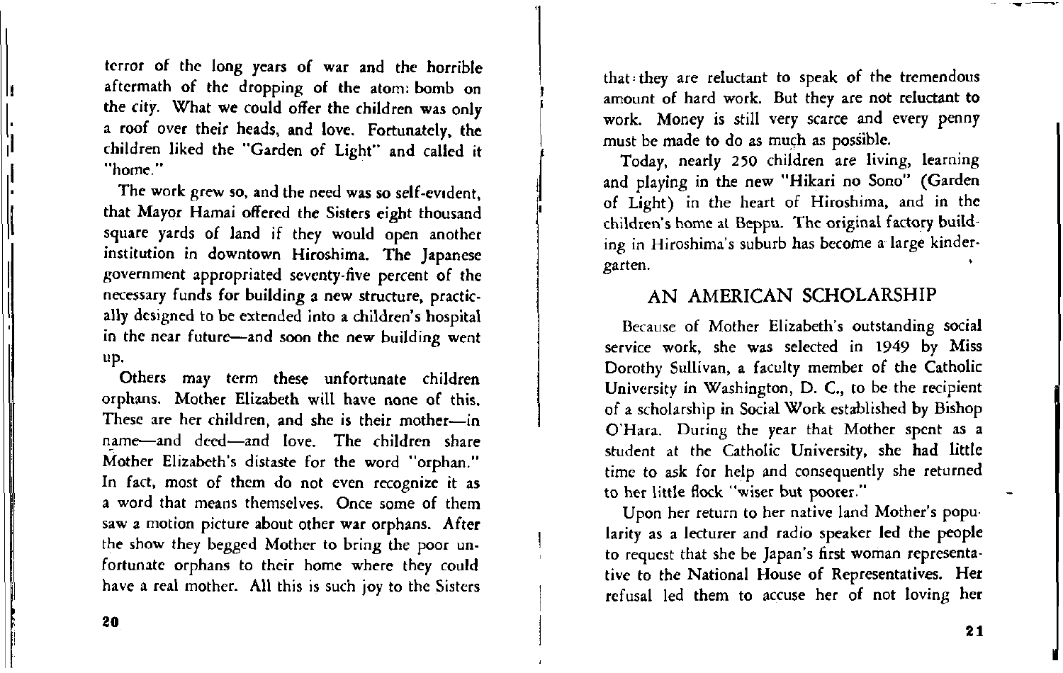terror of the long years of war and the horrible aftermath of the dropping of the atom bomb on the city. What we could offer the children was only a roof over their heads, and love. Fortunately, the children liked the "Garden of Light" and called it "home."

The work grew so, and the need was so self-evident, that Mayor Hamai offered the Sisters eight thousand square yards of land if they would open another institution in downtown Hiroshima. The Japanese government appropriated seventy-five percent of the necessary funds for building a new structure, practically designed to be extended into a children's hospital in the near future—and soon the new building went up.

Others may term these unfortunate children orphans. Mother Elizabeth will have none of this. These are her children, and she is their mother—in name—and deed—and love. The children share Mother Elizabeth's distaste for the word "orphan." In fact, most of them do not even recognize it as a word that means themselves. Once some of them saw a motion picture about other war orphans. After the show they begged Mother to bring the poor unfortunate orphans to their home where they could have a real mother. All this is such joy to the Sisters that they are reluctant to speak of the tremendous amount of hard work. But they are not reluctant to work. Money is still very scarce and every penny must be made to do as much as possible.

Today, nearly 250 children are living, learning and playing in the new "Hikari no Sono" (Garden of Light) in the heart of Hiroshima, and in the children's home at Beppu. The original factory building in Hiroshima's suburb has become a large kindergarten.

## AN AMERICAN SCHOLARSHIP

Because of Mother Elizabeth's outstanding social service work, she was selected in 1949 by Miss Dorothy Sullivan, a faculty member of the Catholic University in Washington, D. C., to be the recipient of a scholarship in Social Work established by Bishop O'Hara. During the year that Mother spent as a student at the Catholic University, she had little time to ask for help and consequently she returned to her little flock "wiser but poorer."

Upon her return to her native land Mother's popularity as a lecturer and radio speaker led the people to request that she be Japan's first woman representative to the National House of Representatives. Her refusal led them to accuse her of not loving her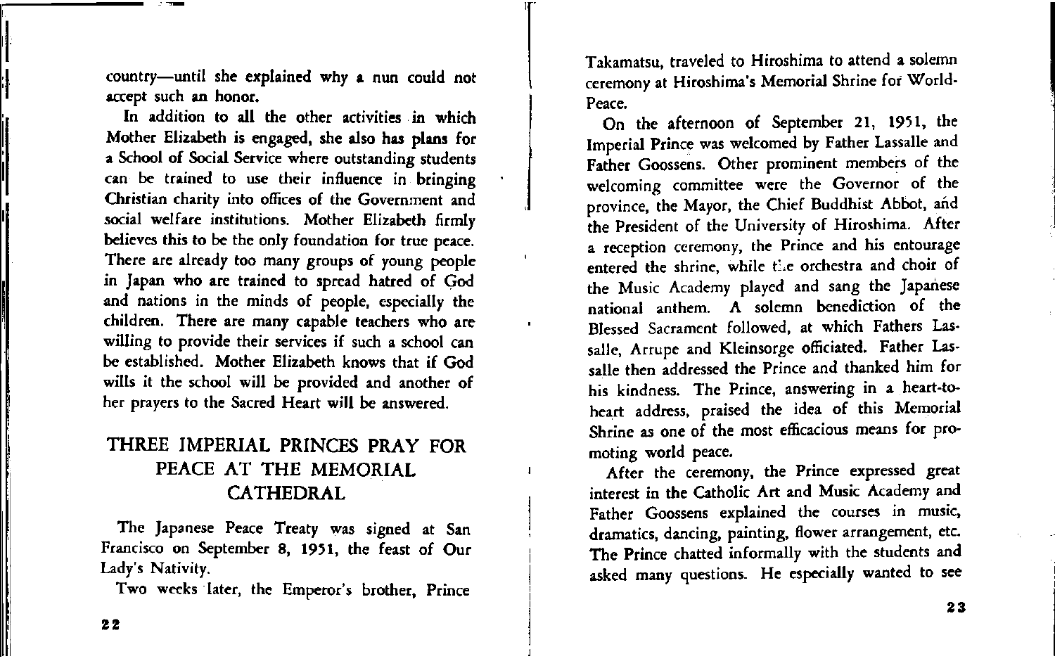country—until she explained why a nun could not accept such an honor.

In addition to all the other activities in which Mother Elizabeth is engaged, she also has plans for a School of Social Service where outstanding students can be trained to use their influence in bringing Christian charity into offices of the Government and social welfare institutions. Mother Elizabeth firmly believes this to be the only foundation for true peace. There are already too many groups of young people in Japan who are trained to spread hatred of God and nations in the minds of people, especially the children. There are many capable teachers who are willing to provide their services if such a school can be established. Mother Elizabeth knows that if God wills it the school will be provided and another of her prayers to the Sacred Heart will be answered.

## THREE IMPERIAL PRINCES PRAY FOR PEACE AT THE MEMORIAL CATHEDRAL

The Japanese Peace Treaty was signed at San Francisco on September 8, 1951, the feast of Our Lady's Nativity.

Two weeks later, the Emperor's brother, Prince Takamatsu, traveled to Hiroshima to attend a solemn ceremony at Hiroshima's Memorial Shrine for World-Peace.

On the afternoon of September 21, 1951, the Imperial Prince was welcomed by Father Lassalle and Father Goossens. Other prominent members of the welcoming committee were the Governor of the province, the Mayor, the Chief Buddhist Abbot, and the President of the University of Hiroshima. After a reception ceremony, the Prince and his entourage entered the shrine, while the orchestra and choir of the Music Academy played and sang the Japanese national anthem. A solemn benediction of the Blessed Sacrament followed, at which Fathers Lassalle, Arrupe and Kleinsorge officiated. Father Lassalle then addressed the Prince and thanked him for his kindness. The Prince, answering in a heart-to-heart address, praised the idea of this Memorial Shrine as one of the most efficacious means for promoting world peace.

After the ceremony, the Prince expressed great interest in the Catholic Art and Music Academy and Father Goossens explained the courses in music, dramatics, dancing, painting, flower arrangement, etc. The Prince chatted informally with the students and asked many questions. He especially wanted to see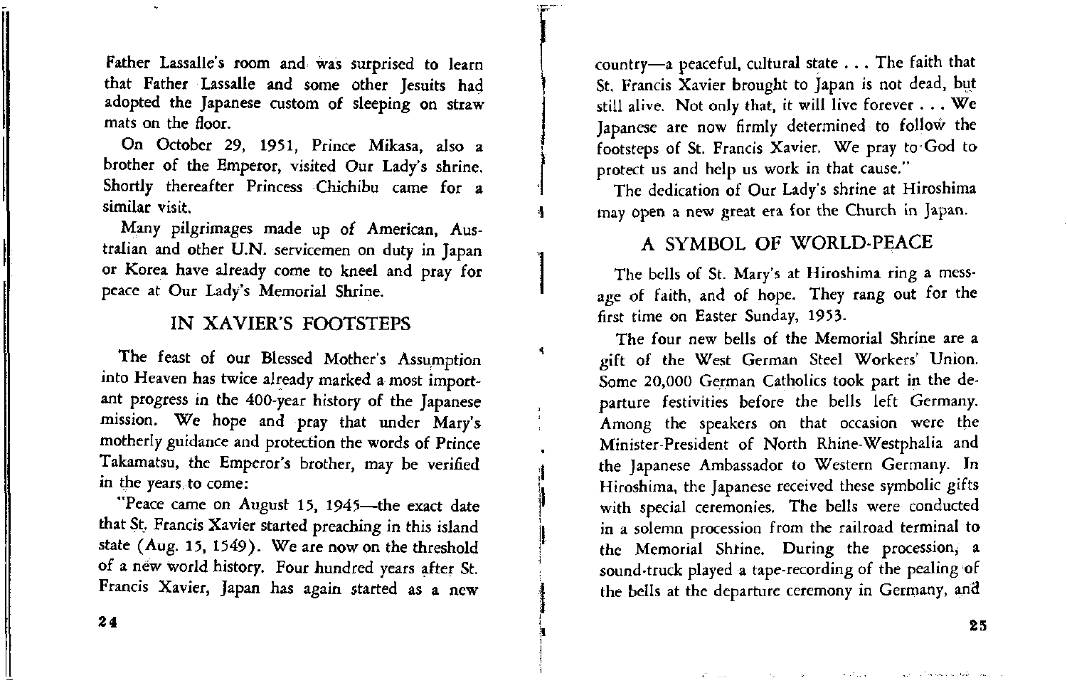Father Lassalle's room and was surprised to learn that Father Lassalle and some other Jesuits had adopted the Japanese custom of sleeping on straw mats on the floor.

On October 29, 1951, Prince Mikasa, also a brother of the Emperor, visited Our Lady's shrine. Shortly thereafter Princess Chichibu came for a similar visit.

Many pilgrimages made up of American, Australian and other U.N. servicemen on duty in Japan or Korea have already come to kneel and pray for peace at Our Lady's Memorial Shrine.

## IN XAVIER'S FOOTSTEPS

The feast of our Blessed Mother's Assumption into Heaven has twice already marked a most important progress in the 400-year history of the Japanese mission. We hope and pray that under Mary's motherly guidance and protection the words of Prince Takamatsu, the Emperor's brother, may be verified in the years to come:

"Peace came on August 15, 1945—the exact date that St. Francis Xavier started preaching in this island state (Aug. 15, 1549). We are now on the threshold of a new world history. Four hundred years after St. Francis Xavier, Japan has again started as a new country—a peaceful, cultural state . . . The faith that St. Francis Xavier brought to Japan is not dead, but still alive. Not only that, it will live forever . . . We Japanese are now firmly determined to follow the footsteps of St. Francis Xavier. We pray to God to protect us and help us work in that cause."

The dedication of Our Lady's shrine at Hiroshima may open a new great era for the Church in Japan.

## A SYMBOL OF WORLD-PEACE

The bells of St. Mary's at Hiroshima ring a message of faith, and of hope. They rang out for the first time on Easter Sunday, 1953.

The four new bells of the Memorial Shrine are a gift of the West German Steel Workers' Union. Some 20,000 German Catholics took part in the departure festivities before the bells left Germany. Among the speakers on that occasion were the Minister-President of North Rhine-Westphalia and the Japanese Ambassador to Western Germany. In Hiroshima, the Japanese received these symbolic gifts with special ceremonies. The bells were conducted in a solemn procession from the railroad terminal to the Memorial Shrine. During the procession, a sound-truck played a tape-recording of the pealing of the bells at the departure ceremony in Germany, and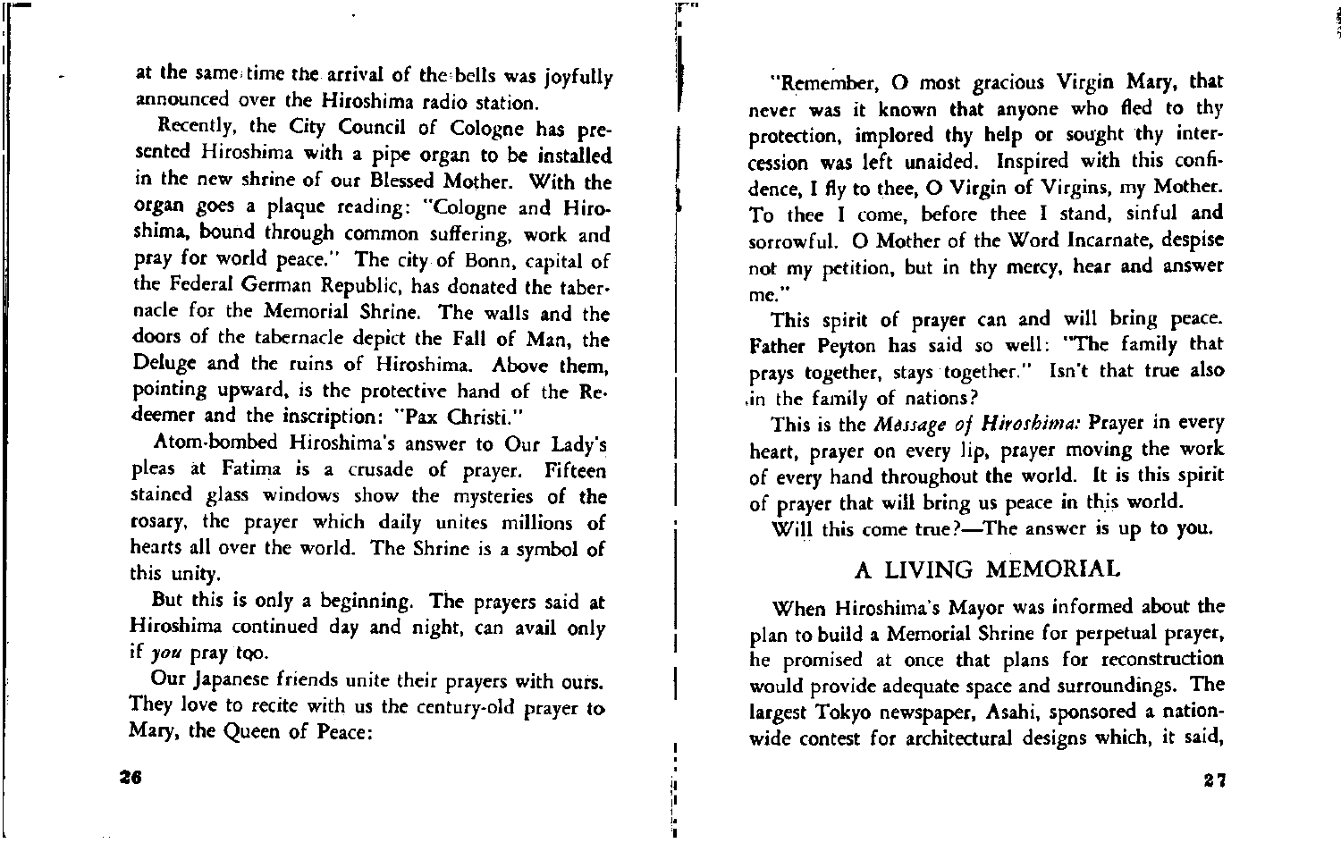at the same time the arrival of the bells was joyfully announced over the Hiroshima radio station.

Recently, the City Council of Cologne has presented Hiroshima with a pipe organ to be installed in the new shrine of our Blessed Mother. With the organ goes a plaque reading: "Cologne and Hiroshima, bound through common suffering, work and pray for world peace." The city of Bonn, capital of the Federal German Republic, has donated the tabernacle for the Memorial Shrine. The walls and the doors of the tabernacle depict the Fall of Man, the Deluge and the ruins of Hiroshima. Above them, pointing upward, is the protective hand of the Redeemer and the inscription: "Pax Christi."

Atom-bombed Hiroshima's answer to Our Lady's pleas at Fatima is a crusade of prayer. Fifteen stained glass windows show the mysteries of the rosary, the prayer which daily unites millions of hearts all over the world. The Shrine is a symbol of this unity.

But this is only a beginning. The prayers said at Hiroshima continued day and night, can avail only if *you* pray too.

Our Japanese friends unite their prayers with ours. They love to recite with us the century-old prayer to Mary, the Queen of Peace:

"Remember, O most gracious Virgin Mary, that never was it known that anyone who fled to thy protection, implored thy help or sought thy intercession was left unaided. Inspired with this confidence, I fly to thee, O Virgin of Virgins, my Mother. To thee I come, before thee I stand, sinful and sorrowful. O Mother of the Word Incarnate, despise not my petition, but in thy mercy, hear and answer me."

This spirit of prayer can and will bring peace. Father Peyton has said so well: "The family that prays together, stays together." Isn't that true also in the family of nations?

This is the *Message of Hiroshima:* Prayer in every heart, prayer on every lip, prayer moving the work of every hand throughout the world. It is this spirit of prayer that will bring us peace in this world.

Will this come true?—The answer is up to you.

## A LIVING MEMORIAL

When Hiroshima's Mayor was informed about the plan to build a Memorial Shrine for perpetual prayer, he promised at once that plans for reconstruction would provide adequate space and surroundings. The largest Tokyo newspaper, Asahi, sponsored a nation-wide contest for architectural designs which, it said,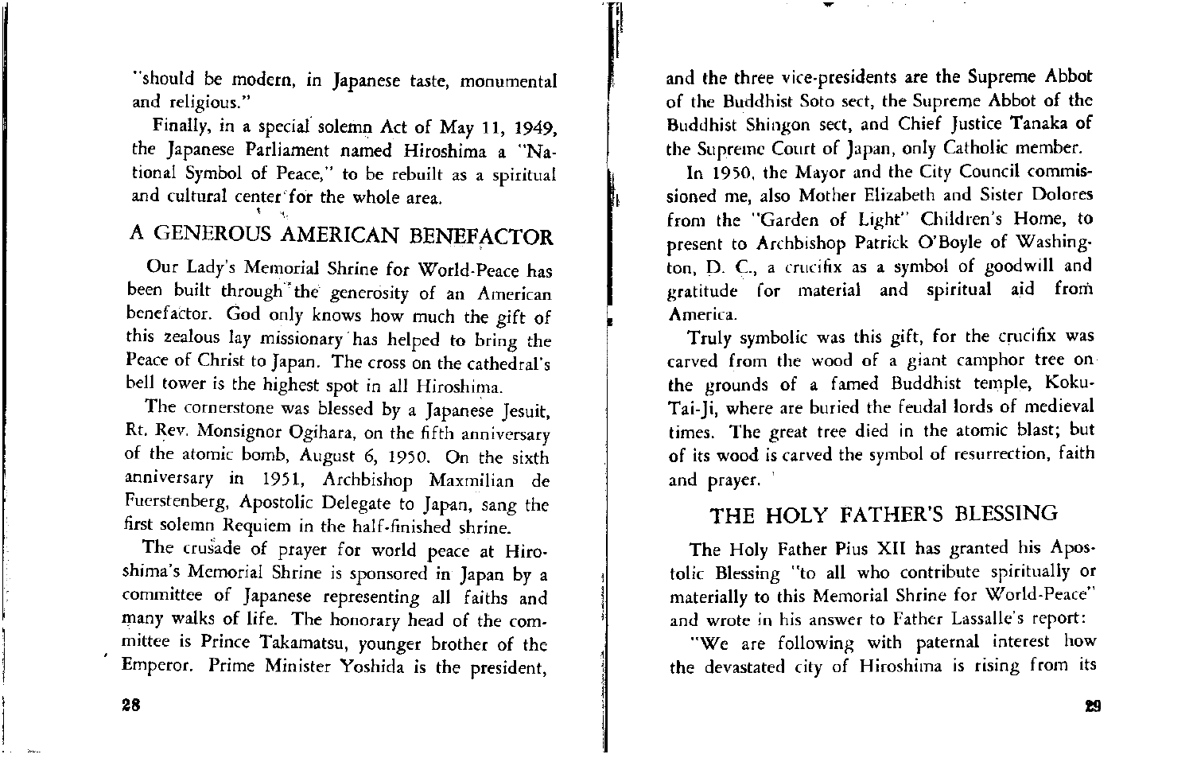"should be modern, in Japanese taste, monumental and religious."

Finally, in a special solemn Act of May 11, 1949, the Japanese Parliament named Hiroshima a "National Symbol of Peace," to be rebuilt as a spiritual and cultural center for the whole area.

## A GENEROUS AMERICAN BENEFACTOR

Our Lady's Memorial Shrine for World-Peace has been built through the generosity of an American benefactor. God only knows how much the gift of this zealous lay missionary has helped to bring the Peace of Christ to Japan. The cross on the cathedral's bell tower is the highest spot in all Hiroshima.

The cornerstone was blessed by a Japanese Jesuit, Rt. Rev. Monsignor Ogihara, on the fifth anniversary of the atomic bomb, August 6, 1950. On the sixth anniversary in 1951, Archbishop Maxmilian de Fuerstenberg, Apostolic Delegate to Japan, sang the first solemn Requiem in the half-finished shrine.

The crusade of prayer for world peace at Hiroshima's Memorial Shrine is sponsored in Japan by a committee of Japanese representing all faiths and many walks of life. The honorary head of the committee is Prince Takamatsu, younger brother of the Emperor. Prime Minister Yoshida is the president, and the three vice-presidents are the Supreme Abbot of the Buddhist Soto sect, the Supreme Abbot of the Buddhist Shingon sect, and Chief Justice Tanaka of the Supreme Court of Japan, only Catholic member.

In 1950, the Mayor and the City Council commissioned me, also Mother Elizabeth and Sister Dolores from the "Garden of Light" Children's Home, to present to Archbishop Patrick O'Boyle of Washington, D. C., a crucifix as a symbol of goodwill and gratitude for material and spiritual aid from America.

Truly symbolic was this gift, for the crucifix was carved from the wood of a giant camphor tree on the grounds of a famed Buddhist temple, Koku-Tai-Ji, where are buried the feudal lords of medieval times. The great tree died in the atomic blast; but of its wood is carved the symbol of resurrection, faith and prayer.

## THE HOLY FATHER'S BLESSING

The Holy Father Pius XII has granted his Apostolic Blessing "to all who contribute spiritually or materially to this Memorial Shrine for World-Peace" and wrote in his answer to Father Lassalle's report:

"We are following with paternal interest how the devastated city of Hiroshima is rising from its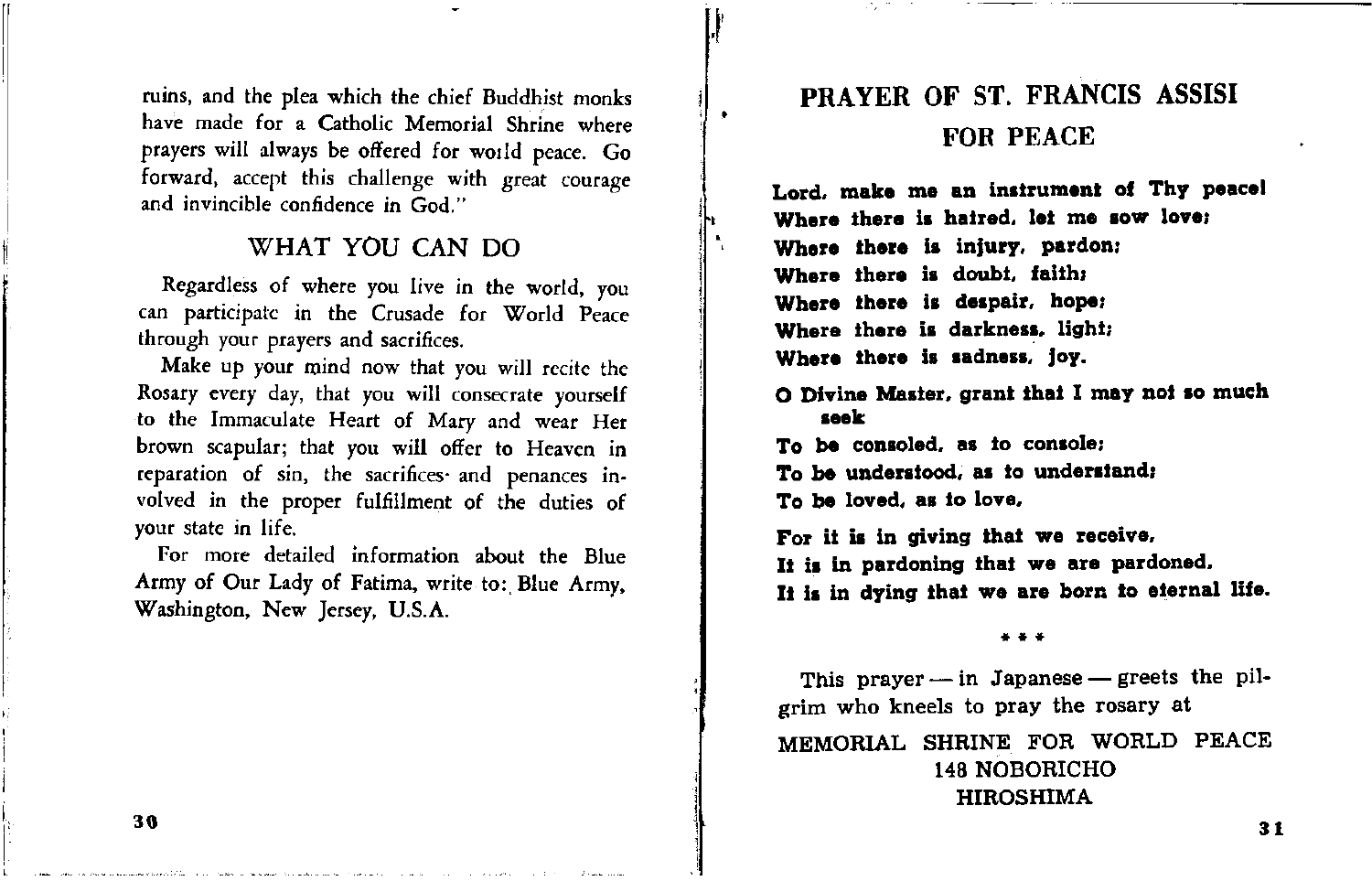ruins, and the plea which the chief Buddhist monks have made for a Catholic Memorial Shrine where prayers will always be offered for world peace. Go forward, accept this challenge with great courage and invincible confidence in God."

## WHAT YOU CAN DO

Regardless of where you live in the world, you can participate in the Crusade for World Peace through your prayers and sacrifices.

Make up your mind now that you will recite the Rosary every day, that you will consecrate yourself to the Immaculate Heart of Mary and wear Her brown scapular; that you will offer to Heaven in reparation of sin, the sacrifices and penances involved in the proper fulfillment of the duties of your state in life.

For more detailed information about the Blue Army of Our Lady of Fatima, write to: Blue Army, Washington, New Jersey, U.S.A.

## PRAYER OF ST. FRANCIS ASSISI FOR PEACE

**Lord, make me an instrument of Thy peace!**
**Where there is hatred, let me sow love;**
**Where there is injury, pardon;**
**Where there is doubt, faith;**
**Where there is despair, hope;**
**Where there is darkness, light;**
**Where there is sadness, joy.**

**O Divine Master, grant that I may not so much seek**
**To be consoled, as to console;**
**To be understood, as to understand;**
**To be loved, as to love,**

**For it is in giving that we receive,**
**It is in pardoning that we are pardoned,**
**It is in dying that we are born to eternal life.**

\* \* \*

This prayer — in Japanese — greets the pilgrim who kneels to pray the rosary at

MEMORIAL SHRINE FOR WORLD PEACE
148 NOBORICHO
HIROSHIMA